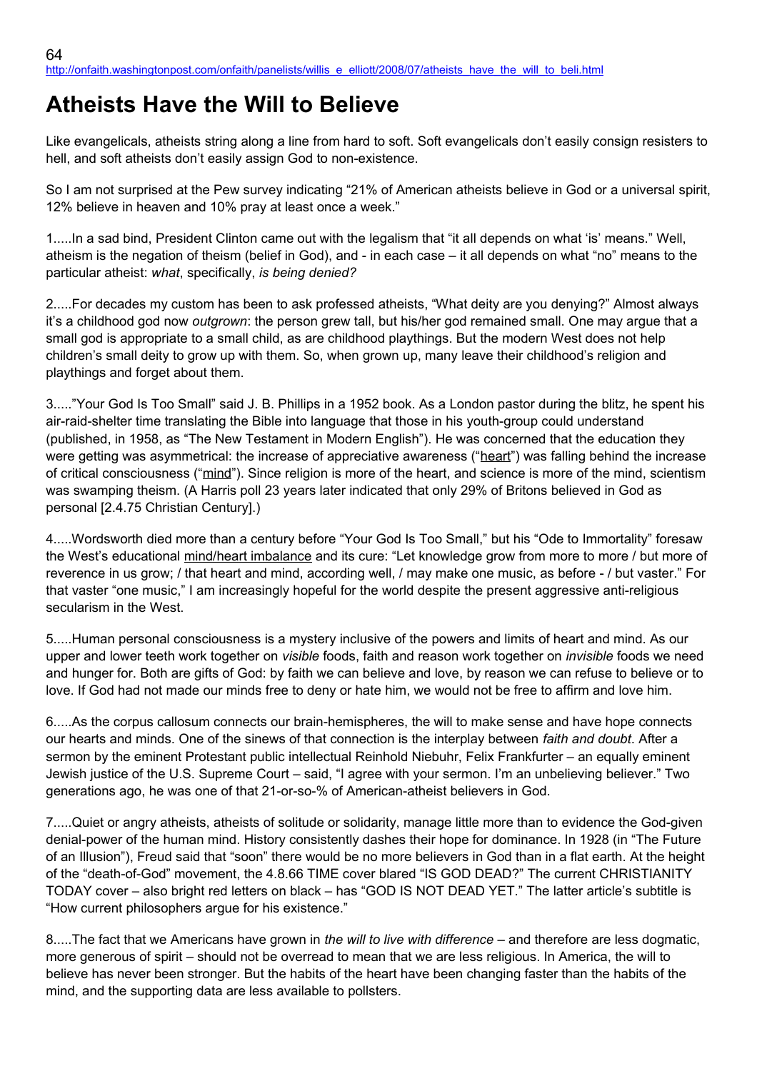64
http://onfaith.washingtonpost.com/onfaith/panelists/willis_e_elliott/2008/07/atheists_have_the_will_to_beli.html

# Atheists Have the Will to Believe

Like evangelicals, atheists string along a line from hard to soft. Soft evangelicals don't easily consign resisters to hell, and soft atheists don't easily assign God to non-existence.

So I am not surprised at the Pew survey indicating "21% of American atheists believe in God or a universal spirit, 12% believe in heaven and 10% pray at least once a week."

1.....In a sad bind, President Clinton came out with the legalism that "it all depends on what 'is' means." Well, atheism is the negation of theism (belief in God), and - in each case – it all depends on what "no" means to the particular atheist: *what*, specifically, *is being denied?*

2.....For decades my custom has been to ask professed atheists, "What deity are you denying?" Almost always it's a childhood god now *outgrown*: the person grew tall, but his/her god remained small. One may argue that a small god is appropriate to a small child, as are childhood playthings. But the modern West does not help children's small deity to grow up with them. So, when grown up, many leave their childhood's religion and playthings and forget about them.

3....."Your God Is Too Small" said J. B. Phillips in a 1952 book. As a London pastor during the blitz, he spent his air-raid-shelter time translating the Bible into language that those in his youth-group could understand (published, in 1958, as "The New Testament in Modern English"). He was concerned that the education they were getting was asymmetrical: the increase of appreciative awareness ("heart") was falling behind the increase of critical consciousness ("mind"). Since religion is more of the heart, and science is more of the mind, scientism was swamping theism. (A Harris poll 23 years later indicated that only 29% of Britons believed in God as personal [2.4.75 Christian Century].)

4.....Wordsworth died more than a century before "Your God Is Too Small," but his "Ode to Immortality" foresaw the West's educational mind/heart imbalance and its cure: "Let knowledge grow from more to more / but more of reverence in us grow; / that heart and mind, according well, / may make one music, as before - / but vaster." For that vaster "one music," I am increasingly hopeful for the world despite the present aggressive anti-religious secularism in the West.

5.....Human personal consciousness is a mystery inclusive of the powers and limits of heart and mind. As our upper and lower teeth work together on *visible* foods, faith and reason work together on *invisible* foods we need and hunger for. Both are gifts of God: by faith we can believe and love, by reason we can refuse to believe or to love. If God had not made our minds free to deny or hate him, we would not be free to affirm and love him.

6.....As the corpus callosum connects our brain-hemispheres, the will to make sense and have hope connects our hearts and minds. One of the sinews of that connection is the interplay between *faith and doubt*. After a sermon by the eminent Protestant public intellectual Reinhold Niebuhr, Felix Frankfurter – an equally eminent Jewish justice of the U.S. Supreme Court – said, "I agree with your sermon. I'm an unbelieving believer." Two generations ago, he was one of that 21-or-so-% of American-atheist believers in God.

7.....Quiet or angry atheists, atheists of solitude or solidarity, manage little more than to evidence the God-given denial-power of the human mind. History consistently dashes their hope for dominance. In 1928 (in "The Future of an Illusion"), Freud said that "soon" there would be no more believers in God than in a flat earth. At the height of the "death-of-God" movement, the 4.8.66 TIME cover blared "IS GOD DEAD?" The current CHRISTIANITY TODAY cover – also bright red letters on black – has "GOD IS NOT DEAD YET." The latter article's subtitle is "How current philosophers argue for his existence."

8.....The fact that we Americans have grown in *the will to live with difference* – and therefore are less dogmatic, more generous of spirit – should not be overread to mean that we are less religious. In America, the will to believe has never been stronger. But the habits of the heart have been changing faster than the habits of the mind, and the supporting data are less available to pollsters.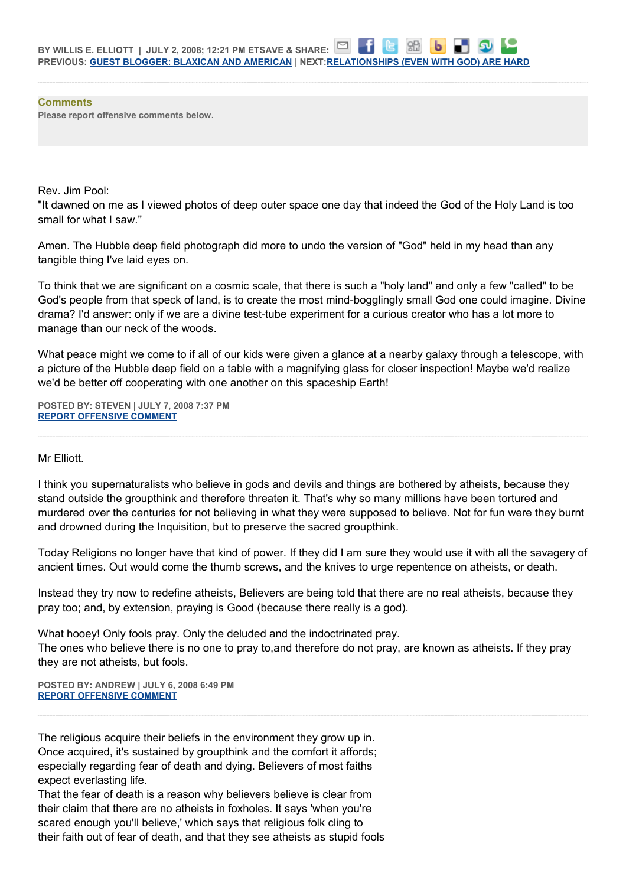BY WILLIS E. ELLIOTT | JULY 2, 2008; 12:21 PM ETSAVE & SHARE:
PREVIOUS: [GUEST BLOGGER: BLAXICAN AND AMERICAN](#) | NEXT:[RELATIONSHIPS (EVEN WITH GOD) ARE HARD](#)

**Comments**
**Please report offensive comments below.**

Rev. Jim Pool:
"It dawned on me as I viewed photos of deep outer space one day that indeed the God of the Holy Land is too small for what I saw."

Amen. The Hubble deep field photograph did more to undo the version of "God" held in my head than any tangible thing I've laid eyes on.

To think that we are significant on a cosmic scale, that there is such a "holy land" and only a few "called" to be God's people from that speck of land, is to create the most mind-bogglingly small God one could imagine. Divine drama? I'd answer: only if we are a divine test-tube experiment for a curious creator who has a lot more to manage than our neck of the woods.

What peace might we come to if all of our kids were given a glance at a nearby galaxy through a telescope, with a picture of the Hubble deep field on a table with a magnifying glass for closer inspection! Maybe we'd realize we'd be better off cooperating with one another on this spaceship Earth!

**POSTED BY: STEVEN | JULY 7, 2008 7:37 PM**
[REPORT OFFENSIVE COMMENT](#)

---

Mr Elliott.

I think you supernaturalists who believe in gods and devils and things are bothered by atheists, because they stand outside the groupthink and therefore threaten it. That's why so many millions have been tortured and murdered over the centuries for not believing in what they were supposed to believe. Not for fun were they burnt and drowned during the Inquisition, but to preserve the sacred groupthink.

Today Religions no longer have that kind of power. If they did I am sure they would use it with all the savagery of ancient times. Out would come the thumb screws, and the knives to urge repentence on atheists, or death.

Instead they try now to redefine atheists, Believers are being told that there are no real atheists, because they pray too; and, by extension, praying is Good (because there really is a god).

What hooey! Only fools pray. Only the deluded and the indoctrinated pray.
The ones who believe there is no one to pray to,and therefore do not pray, are known as atheists. If they pray they are not atheists, but fools.

**POSTED BY: ANDREW | JULY 6, 2008 6:49 PM**
[REPORT OFFENSIVE COMMENT](#)

---

The religious acquire their beliefs in the environment they grow up in.
Once acquired, it's sustained by groupthink and the comfort it affords;
especially regarding fear of death and dying. Believers of most faiths
expect everlasting life.
That the fear of death is a reason why believers believe is clear from
their claim that there are no atheists in foxholes. It says 'when you're
scared enough you'll believe,' which says that religious folk cling to
their faith out of fear of death, and that they see atheists as stupid fools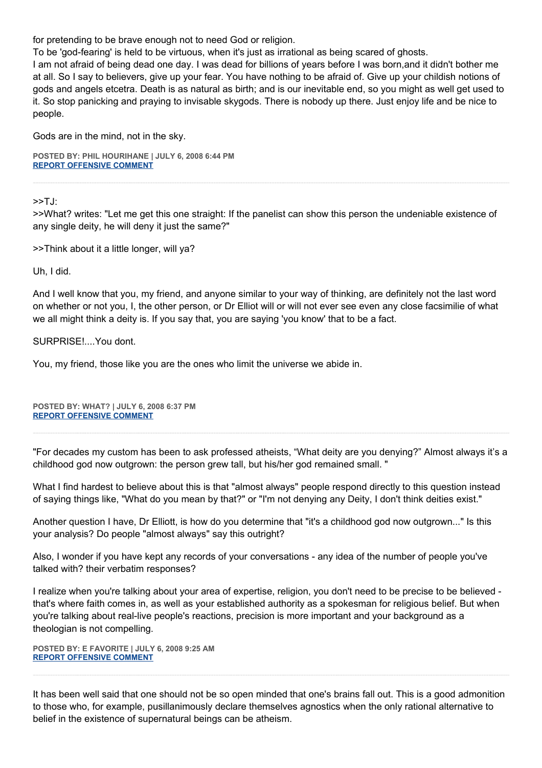for pretending to be brave enough not to need God or religion.
To be 'god-fearing' is held to be virtuous, when it's just as irrational as being scared of ghosts.
I am not afraid of being dead one day. I was dead for billions of years before I was born,and it didn't bother me at all. So I say to believers, give up your fear. You have nothing to be afraid of. Give up your childish notions of gods and angels etcetra. Death is as natural as birth; and is our inevitable end, so you might as well get used to it. So stop panicking and praying to invisable skygods. There is nobody up there. Just enjoy life and be nice to people.

Gods are in the mind, not in the sky.

**POSTED BY: PHIL HOURIHANE | JULY 6, 2008 6:44 PM**
**REPORT OFFENSIVE COMMENT**

---

>>TJ:
>>What? writes: "Let me get this one straight: If the panelist can show this person the undeniable existence of any single deity, he will deny it just the same?"

>>Think about it a little longer, will ya?

Uh, I did.

And I well know that you, my friend, and anyone similar to your way of thinking, are definitely not the last word on whether or not you, I, the other person, or Dr Elliot will or will not ever see even any close facsimilie of what we all might think a deity is. If you say that, you are saying 'you know' that to be a fact.

SURPRISE!....You dont.

You, my friend, those like you are the ones who limit the universe we abide in.

**POSTED BY: WHAT? | JULY 6, 2008 6:37 PM**
**REPORT OFFENSIVE COMMENT**

---

"For decades my custom has been to ask professed atheists, “What deity are you denying?” Almost always it’s a childhood god now outgrown: the person grew tall, but his/her god remained small. "

What I find hardest to believe about this is that "almost always" people respond directly to this question instead of saying things like, "What do you mean by that?" or "I'm not denying any Deity, I don't think deities exist."

Another question I have, Dr Elliott, is how do you determine that "it's a childhood god now outgrown..." Is this your analysis? Do people "almost always" say this outright?

Also, I wonder if you have kept any records of your conversations - any idea of the number of people you've talked with? their verbatim responses?

I realize when you're talking about your area of expertise, religion, you don't need to be precise to be believed - that's where faith comes in, as well as your established authority as a spokesman for religious belief. But when you're talking about real-live people's reactions, precision is more important and your background as a theologian is not compelling.

**POSTED BY: E FAVORITE | JULY 6, 2008 9:25 AM**
**REPORT OFFENSIVE COMMENT**

---

It has been well said that one should not be so open minded that one's brains fall out. This is a good admonition to those who, for example, pusillanimously declare themselves agnostics when the only rational alternative to belief in the existence of supernatural beings can be atheism.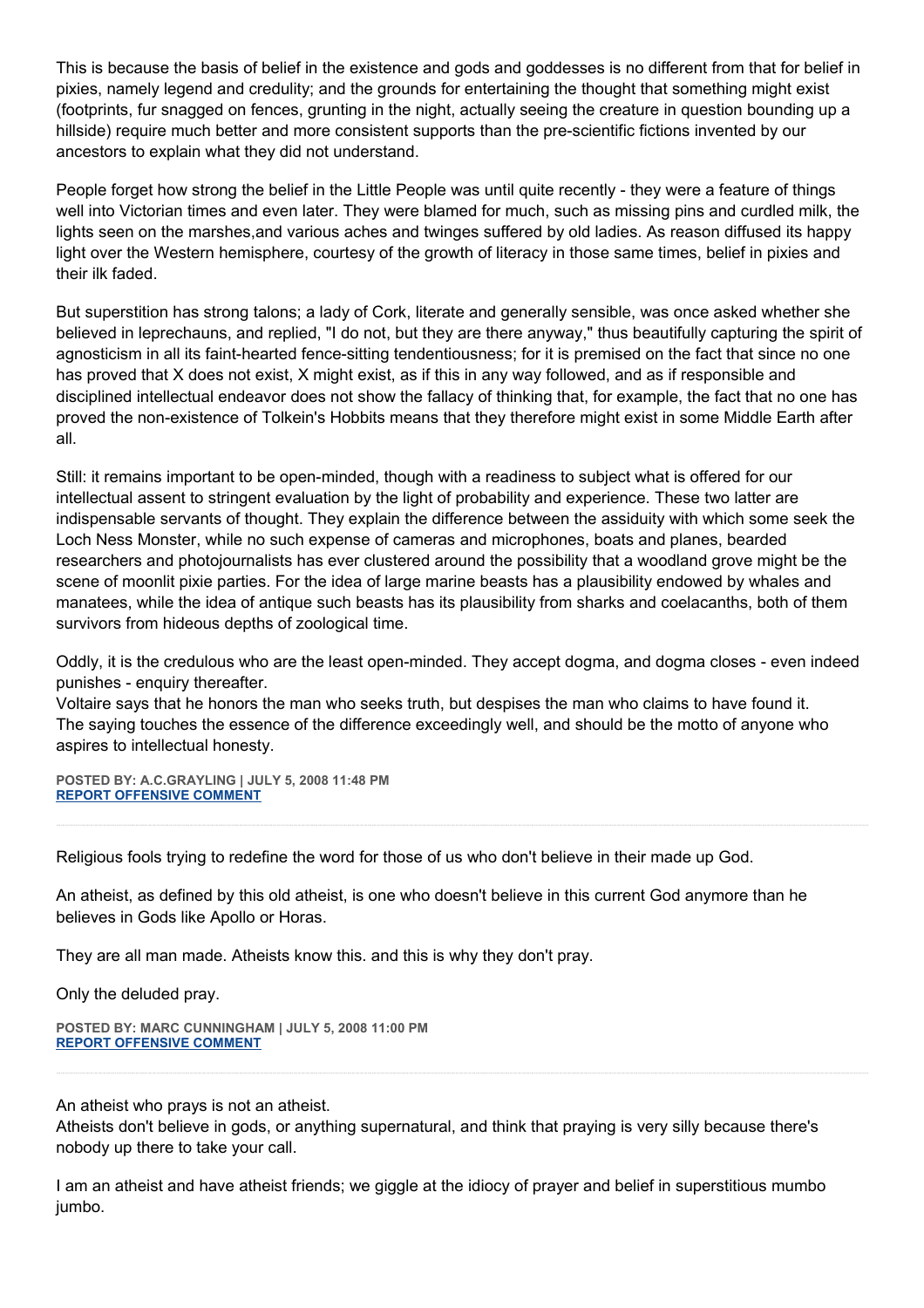This is because the basis of belief in the existence and gods and goddesses is no different from that for belief in pixies, namely legend and credulity; and the grounds for entertaining the thought that something might exist (footprints, fur snagged on fences, grunting in the night, actually seeing the creature in question bounding up a hillside) require much better and more consistent supports than the pre-scientific fictions invented by our ancestors to explain what they did not understand.

People forget how strong the belief in the Little People was until quite recently - they were a feature of things well into Victorian times and even later. They were blamed for much, such as missing pins and curdled milk, the lights seen on the marshes,and various aches and twinges suffered by old ladies. As reason diffused its happy light over the Western hemisphere, courtesy of the growth of literacy in those same times, belief in pixies and their ilk faded.

But superstition has strong talons; a lady of Cork, literate and generally sensible, was once asked whether she believed in leprechauns, and replied, "I do not, but they are there anyway," thus beautifully capturing the spirit of agnosticism in all its faint-hearted fence-sitting tendentiousness; for it is premised on the fact that since no one has proved that X does not exist, X might exist, as if this in any way followed, and as if responsible and disciplined intellectual endeavor does not show the fallacy of thinking that, for example, the fact that no one has proved the non-existence of Tolkein's Hobbits means that they therefore might exist in some Middle Earth after all.

Still: it remains important to be open-minded, though with a readiness to subject what is offered for our intellectual assent to stringent evaluation by the light of probability and experience. These two latter are indispensable servants of thought. They explain the difference between the assiduity with which some seek the Loch Ness Monster, while no such expense of cameras and microphones, boats and planes, bearded researchers and photojournalists has ever clustered around the possibility that a woodland grove might be the scene of moonlit pixie parties. For the idea of large marine beasts has a plausibility endowed by whales and manatees, while the idea of antique such beasts has its plausibility from sharks and coelacanths, both of them survivors from hideous depths of zoological time.

Oddly, it is the credulous who are the least open-minded. They accept dogma, and dogma closes - even indeed punishes - enquiry thereafter.
Voltaire says that he honors the man who seeks truth, but despises the man who claims to have found it.
The saying touches the essence of the difference exceedingly well, and should be the motto of anyone who aspires to intellectual honesty.

**POSTED BY: A.C.GRAYLING | JULY 5, 2008 11:48 PM**
**REPORT OFFENSIVE COMMENT**

---

Religious fools trying to redefine the word for those of us who don't believe in their made up God.

An atheist, as defined by this old atheist, is one who doesn't believe in this current God anymore than he believes in Gods like Apollo or Horas.

They are all man made. Atheists know this. and this is why they don't pray.

Only the deluded pray.

**POSTED BY: MARC CUNNINGHAM | JULY 5, 2008 11:00 PM**
**REPORT OFFENSIVE COMMENT**

---

An atheist who prays is not an atheist.
Atheists don't believe in gods, or anything supernatural, and think that praying is very silly because there's nobody up there to take your call.

I am an atheist and have atheist friends; we giggle at the idiocy of prayer and belief in superstitious mumbo jumbo.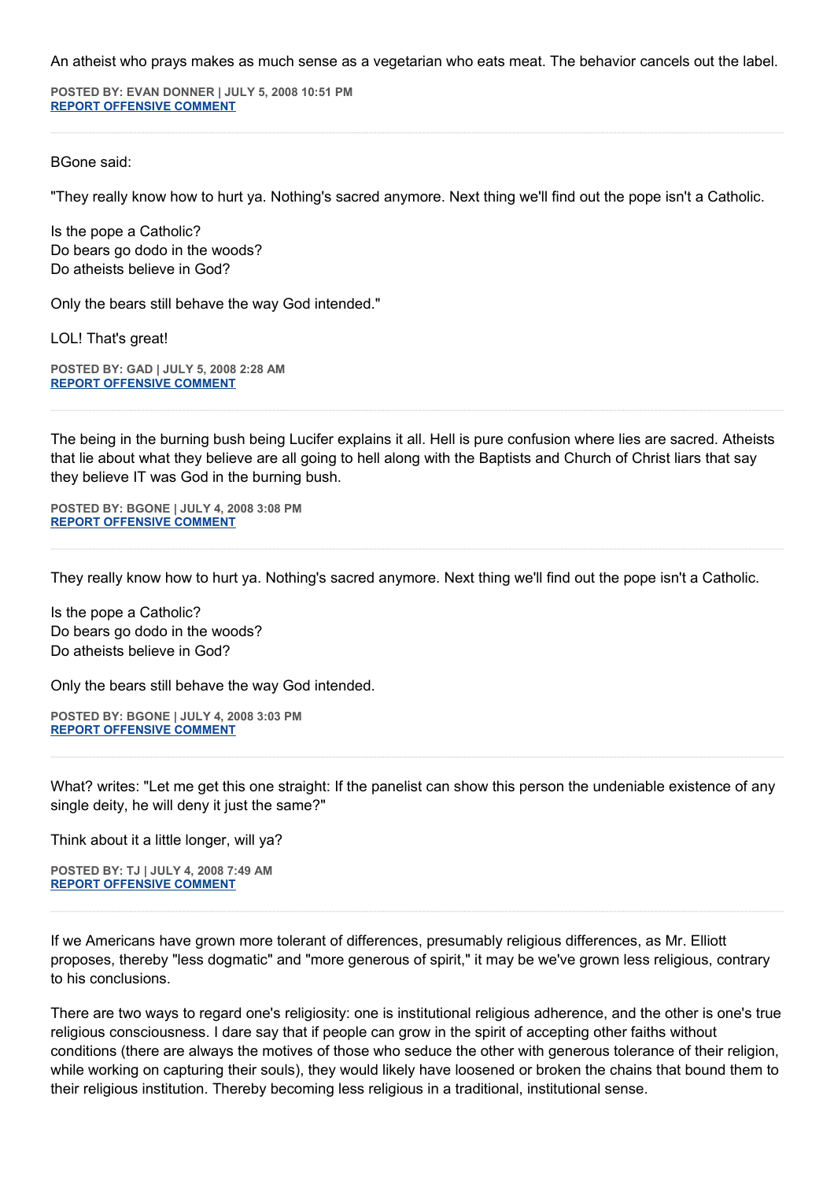An atheist who prays makes as much sense as a vegetarian who eats meat. The behavior cancels out the label.

**POSTED BY: EVAN DONNER | JULY 5, 2008 10:51 PM**
**REPORT OFFENSIVE COMMENT**

---

BGone said:

"They really know how to hurt ya. Nothing's sacred anymore. Next thing we'll find out the pope isn't a Catholic.

Is the pope a Catholic?
Do bears go dodo in the woods?
Do atheists believe in God?

Only the bears still behave the way God intended."

LOL! That's great!

**POSTED BY: GAD | JULY 5, 2008 2:28 AM**
**REPORT OFFENSIVE COMMENT**

---

The being in the burning bush being Lucifer explains it all. Hell is pure confusion where lies are sacred. Atheists that lie about what they believe are all going to hell along with the Baptists and Church of Christ liars that say they believe IT was God in the burning bush.

**POSTED BY: BGONE | JULY 4, 2008 3:08 PM**
**REPORT OFFENSIVE COMMENT**

---

They really know how to hurt ya. Nothing's sacred anymore. Next thing we'll find out the pope isn't a Catholic.

Is the pope a Catholic?
Do bears go dodo in the woods?
Do atheists believe in God?

Only the bears still behave the way God intended.

**POSTED BY: BGONE | JULY 4, 2008 3:03 PM**
**REPORT OFFENSIVE COMMENT**

---

What? writes: "Let me get this one straight: If the panelist can show this person the undeniable existence of any single deity, he will deny it just the same?"

Think about it a little longer, will ya?

**POSTED BY: TJ | JULY 4, 2008 7:49 AM**
**REPORT OFFENSIVE COMMENT**

---

If we Americans have grown more tolerant of differences, presumably religious differences, as Mr. Elliott proposes, thereby "less dogmatic" and "more generous of spirit," it may be we've grown less religious, contrary to his conclusions.

There are two ways to regard one's religiosity: one is institutional religious adherence, and the other is one's true religious consciousness. I dare say that if people can grow in the spirit of accepting other faiths without conditions (there are always the motives of those who seduce the other with generous tolerance of their religion, while working on capturing their souls), they would likely have loosened or broken the chains that bound them to their religious institution. Thereby becoming less religious in a traditional, institutional sense.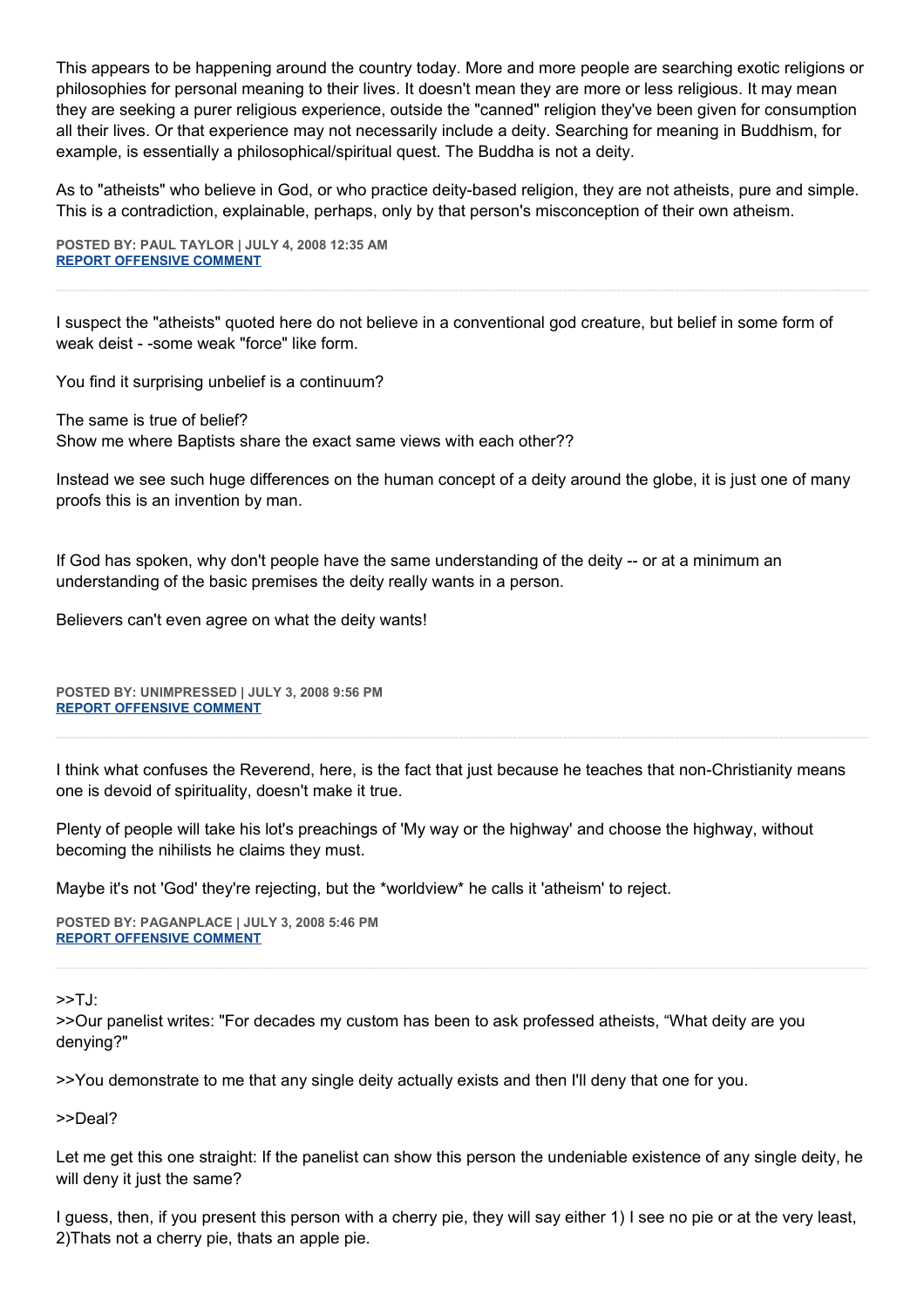This appears to be happening around the country today. More and more people are searching exotic religions or philosophies for personal meaning to their lives. It doesn't mean they are more or less religious. It may mean they are seeking a purer religious experience, outside the "canned" religion they've been given for consumption all their lives. Or that experience may not necessarily include a deity. Searching for meaning in Buddhism, for example, is essentially a philosophical/spiritual quest. The Buddha is not a deity.

As to "atheists" who believe in God, or who practice deity-based religion, they are not atheists, pure and simple. This is a contradiction, explainable, perhaps, only by that person's misconception of their own atheism.

**POSTED BY: PAUL TAYLOR | JULY 4, 2008 12:35 AM**
**REPORT OFFENSIVE COMMENT**

---

I suspect the "atheists" quoted here do not believe in a conventional god creature, but belief in some form of weak deist - -some weak "force" like form.

You find it surprising unbelief is a continuum?

The same is true of belief?
Show me where Baptists share the exact same views with each other??

Instead we see such huge differences on the human concept of a deity around the globe, it is just one of many proofs this is an invention by man.

If God has spoken, why don't people have the same understanding of the deity -- or at a minimum an understanding of the basic premises the deity really wants in a person.

Believers can't even agree on what the deity wants!

**POSTED BY: UNIMPRESSED | JULY 3, 2008 9:56 PM**
**REPORT OFFENSIVE COMMENT**

---

I think what confuses the Reverend, here, is the fact that just because he teaches that non-Christianity means one is devoid of spirituality, doesn't make it true.

Plenty of people will take his lot's preachings of 'My way or the highway' and choose the highway, without becoming the nihilists he claims they must.

Maybe it's not 'God' they're rejecting, but the *worldview* he calls it 'atheism' to reject.

**POSTED BY: PAGANPLACE | JULY 3, 2008 5:46 PM**
**REPORT OFFENSIVE COMMENT**

---

>>TJ:
>>Our panelist writes: "For decades my custom has been to ask professed atheists, “What deity are you denying?"

>>You demonstrate to me that any single deity actually exists and then I'll deny that one for you.

>>Deal?

Let me get this one straight: If the panelist can show this person the undeniable existence of any single deity, he will deny it just the same?

I guess, then, if you present this person with a cherry pie, they will say either 1) I see no pie or at the very least, 2)Thats not a cherry pie, thats an apple pie.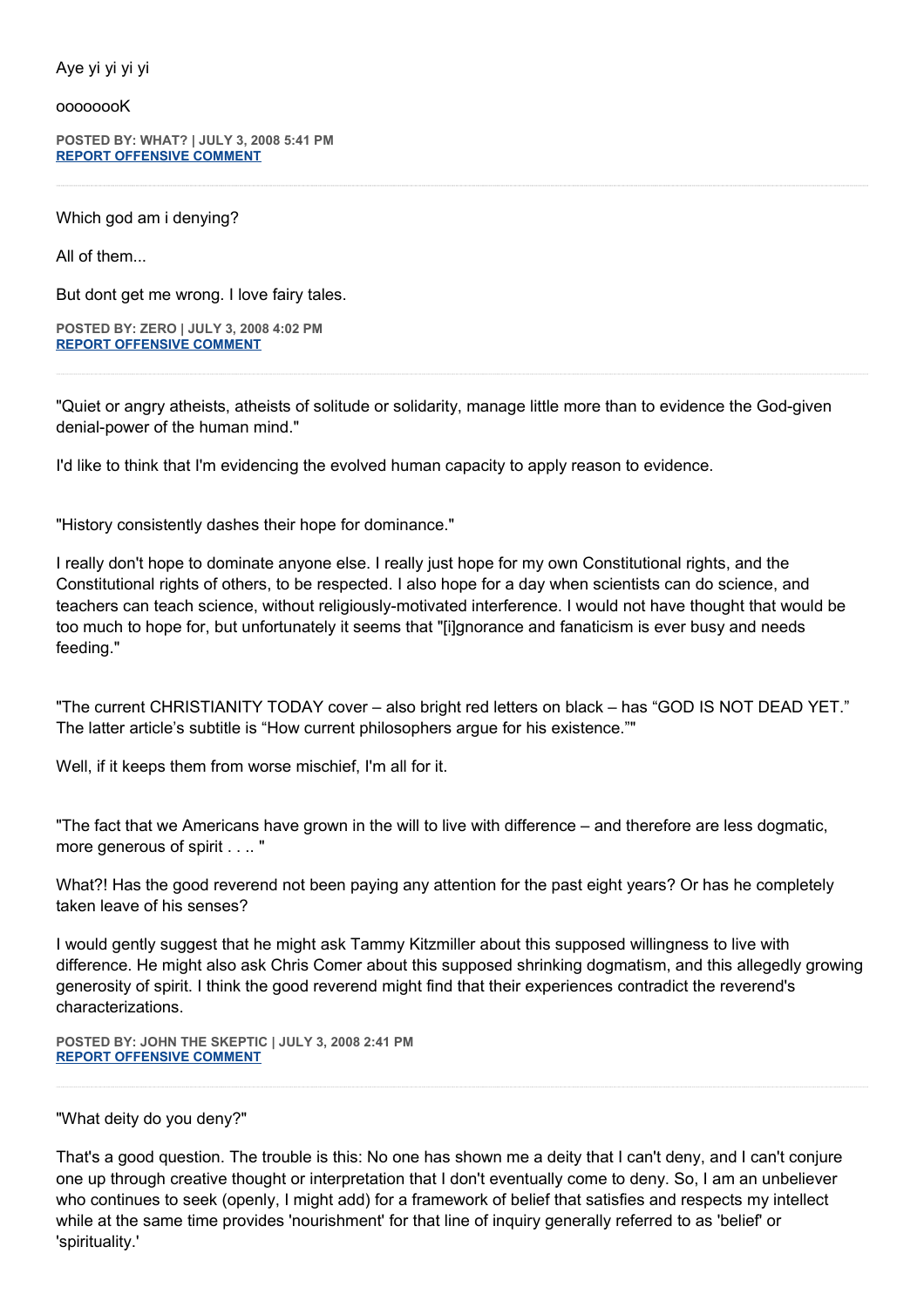Aye yi yi yi yi

oooooooK

**POSTED BY: WHAT? | JULY 3, 2008 5:41 PM**
**REPORT OFFENSIVE COMMENT**

---

Which god am i denying?

All of them...

But dont get me wrong. I love fairy tales.

**POSTED BY: ZERO | JULY 3, 2008 4:02 PM**
**REPORT OFFENSIVE COMMENT**

---

"Quiet or angry atheists, atheists of solitude or solidarity, manage little more than to evidence the God-given denial-power of the human mind."

I'd like to think that I'm evidencing the evolved human capacity to apply reason to evidence.

"History consistently dashes their hope for dominance."

I really don't hope to dominate anyone else. I really just hope for my own Constitutional rights, and the Constitutional rights of others, to be respected. I also hope for a day when scientists can do science, and teachers can teach science, without religiously-motivated interference. I would not have thought that would be too much to hope for, but unfortunately it seems that "[i]gnorance and fanaticism is ever busy and needs feeding."

"The current CHRISTIANITY TODAY cover – also bright red letters on black – has “GOD IS NOT DEAD YET.” The latter article’s subtitle is “How current philosophers argue for his existence.”"

Well, if it keeps them from worse mischief, I'm all for it.

"The fact that we Americans have grown in the will to live with difference – and therefore are less dogmatic, more generous of spirit . . .. "

What?! Has the good reverend not been paying any attention for the past eight years? Or has he completely taken leave of his senses?

I would gently suggest that he might ask Tammy Kitzmiller about this supposed willingness to live with difference. He might also ask Chris Comer about this supposed shrinking dogmatism, and this allegedly growing generosity of spirit. I think the good reverend might find that their experiences contradict the reverend's characterizations.

**POSTED BY: JOHN THE SKEPTIC | JULY 3, 2008 2:41 PM**
**REPORT OFFENSIVE COMMENT**

---

"What deity do you deny?"

That's a good question. The trouble is this: No one has shown me a deity that I can't deny, and I can't conjure one up through creative thought or interpretation that I don't eventually come to deny. So, I am an unbeliever who continues to seek (openly, I might add) for a framework of belief that satisfies and respects my intellect while at the same time provides 'nourishment' for that line of inquiry generally referred to as 'belief' or 'spirituality.'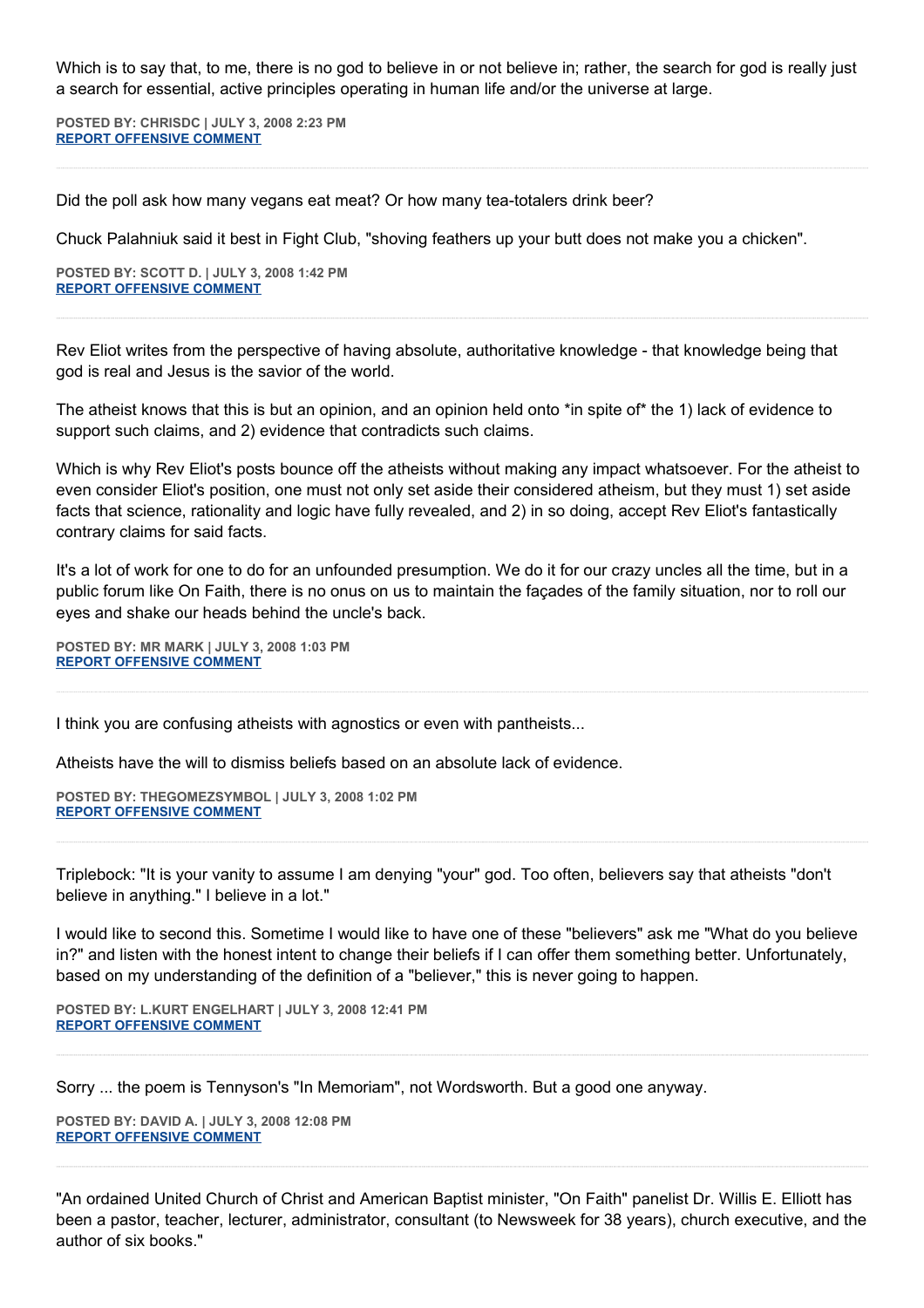Which is to say that, to me, there is no god to believe in or not believe in; rather, the search for god is really just a search for essential, active principles operating in human life and/or the universe at large.

**POSTED BY: CHRISDC | JULY 3, 2008 2:23 PM**
**REPORT OFFENSIVE COMMENT**

---

Did the poll ask how many vegans eat meat? Or how many tea-totalers drink beer?

Chuck Palahniuk said it best in Fight Club, "shoving feathers up your butt does not make you a chicken".

**POSTED BY: SCOTT D. | JULY 3, 2008 1:42 PM**
**REPORT OFFENSIVE COMMENT**

---

Rev Eliot writes from the perspective of having absolute, authoritative knowledge - that knowledge being that god is real and Jesus is the savior of the world.

The atheist knows that this is but an opinion, and an opinion held onto *in spite of* the 1) lack of evidence to support such claims, and 2) evidence that contradicts such claims.

Which is why Rev Eliot's posts bounce off the atheists without making any impact whatsoever. For the atheist to even consider Eliot's position, one must not only set aside their considered atheism, but they must 1) set aside facts that science, rationality and logic have fully revealed, and 2) in so doing, accept Rev Eliot's fantastically contrary claims for said facts.

It's a lot of work for one to do for an unfounded presumption. We do it for our crazy uncles all the time, but in a public forum like On Faith, there is no onus on us to maintain the façades of the family situation, nor to roll our eyes and shake our heads behind the uncle's back.

**POSTED BY: MR MARK | JULY 3, 2008 1:03 PM**
**REPORT OFFENSIVE COMMENT**

---

I think you are confusing atheists with agnostics or even with pantheists...

Atheists have the will to dismiss beliefs based on an absolute lack of evidence.

**POSTED BY: THEGOMEZSYMBOL | JULY 3, 2008 1:02 PM**
**REPORT OFFENSIVE COMMENT**

---

Triplebock: "It is your vanity to assume I am denying "your" god. Too often, believers say that atheists "don't believe in anything." I believe in a lot."

I would like to second this. Sometime I would like to have one of these "believers" ask me "What do you believe in?" and listen with the honest intent to change their beliefs if I can offer them something better. Unfortunately, based on my understanding of the definition of a "believer," this is never going to happen.

**POSTED BY: L.KURT ENGELHART | JULY 3, 2008 12:41 PM**
**REPORT OFFENSIVE COMMENT**

---

Sorry ... the poem is Tennyson's "In Memoriam", not Wordsworth. But a good one anyway.

**POSTED BY: DAVID A. | JULY 3, 2008 12:08 PM**
**REPORT OFFENSIVE COMMENT**

---

"An ordained United Church of Christ and American Baptist minister, "On Faith" panelist Dr. Willis E. Elliott has been a pastor, teacher, lecturer, administrator, consultant (to Newsweek for 38 years), church executive, and the author of six books."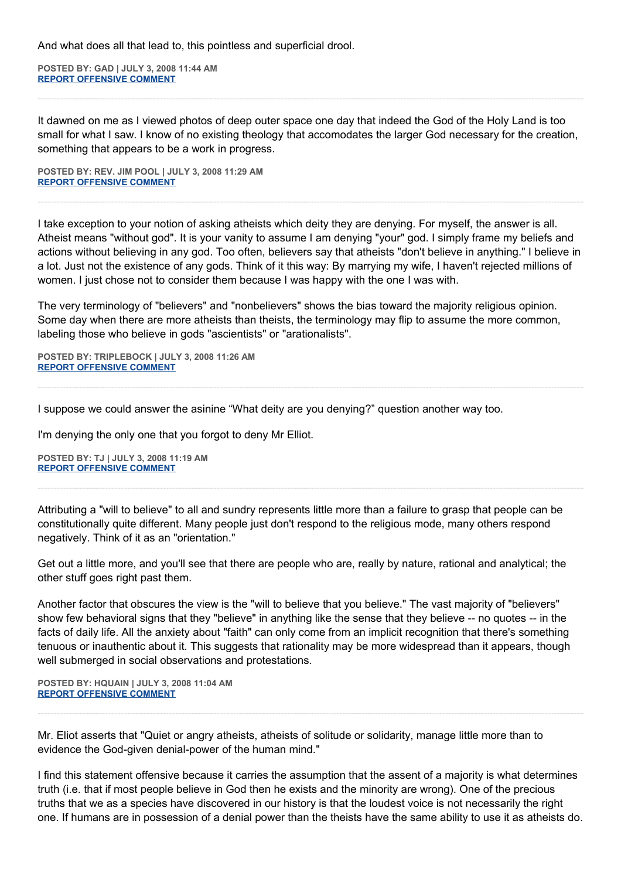And what does all that lead to, this pointless and superficial drool.

**POSTED BY: GAD | JULY 3, 2008 11:44 AM**
**REPORT OFFENSIVE COMMENT**

---

It dawned on me as I viewed photos of deep outer space one day that indeed the God of the Holy Land is too small for what I saw. I know of no existing theology that accomodates the larger God necessary for the creation, something that appears to be a work in progress.

**POSTED BY: REV. JIM POOL | JULY 3, 2008 11:29 AM**
**REPORT OFFENSIVE COMMENT**

---

I take exception to your notion of asking atheists which deity they are denying. For myself, the answer is all. Atheist means "without god". It is your vanity to assume I am denying "your" god. I simply frame my beliefs and actions without believing in any god. Too often, believers say that atheists "don't believe in anything." I believe in a lot. Just not the existence of any gods. Think of it this way: By marrying my wife, I haven't rejected millions of women. I just chose not to consider them because I was happy with the one I was with.

The very terminology of "believers" and "nonbelievers" shows the bias toward the majority religious opinion. Some day when there are more atheists than theists, the terminology may flip to assume the more common, labeling those who believe in gods "ascientists" or "arationalists".

**POSTED BY: TRIPLEBOCK | JULY 3, 2008 11:26 AM**
**REPORT OFFENSIVE COMMENT**

---

I suppose we could answer the asinine “What deity are you denying?” question another way too.

I'm denying the only one that you forgot to deny Mr Elliot.

**POSTED BY: TJ | JULY 3, 2008 11:19 AM**
**REPORT OFFENSIVE COMMENT**

---

Attributing a "will to believe" to all and sundry represents little more than a failure to grasp that people can be constitutionally quite different. Many people just don't respond to the religious mode, many others respond negatively. Think of it as an "orientation."

Get out a little more, and you'll see that there are people who are, really by nature, rational and analytical; the other stuff goes right past them.

Another factor that obscures the view is the "will to believe that you believe." The vast majority of "believers" show few behavioral signs that they "believe" in anything like the sense that they believe -- no quotes -- in the facts of daily life. All the anxiety about "faith" can only come from an implicit recognition that there's something tenuous or inauthentic about it. This suggests that rationality may be more widespread than it appears, though well submerged in social observations and protestations.

**POSTED BY: HQUAIN | JULY 3, 2008 11:04 AM**
**REPORT OFFENSIVE COMMENT**

---

Mr. Eliot asserts that "Quiet or angry atheists, atheists of solitude or solidarity, manage little more than to evidence the God-given denial-power of the human mind."

I find this statement offensive because it carries the assumption that the assent of a majority is what determines truth (i.e. that if most people believe in God then he exists and the minority are wrong). One of the precious truths that we as a species have discovered in our history is that the loudest voice is not necessarily the right one. If humans are in possession of a denial power than the theists have the same ability to use it as atheists do.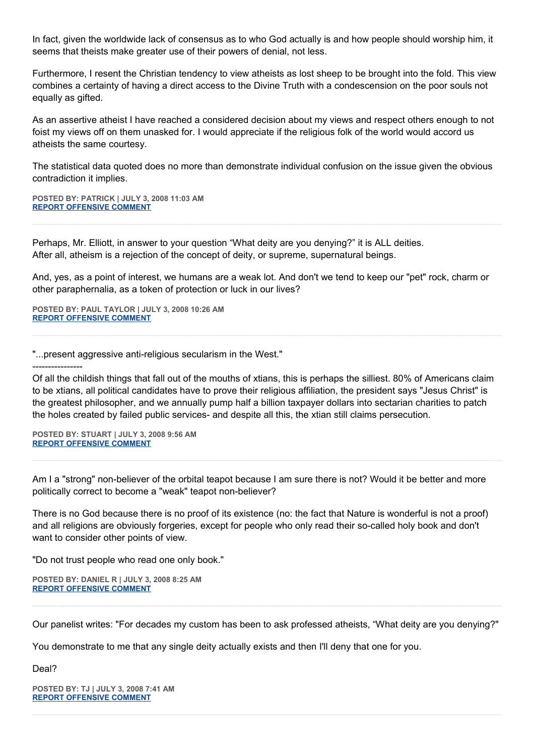In fact, given the worldwide lack of consensus as to who God actually is and how people should worship him, it seems that theists make greater use of their powers of denial, not less.

Furthermore, I resent the Christian tendency to view atheists as lost sheep to be brought into the fold. This view combines a certainty of having a direct access to the Divine Truth with a condescension on the poor souls not equally as gifted.

As an assertive atheist I have reached a considered decision about my views and respect others enough to not foist my views off on them unasked for. I would appreciate if the religious folk of the world would accord us atheists the same courtesy.

The statistical data quoted does no more than demonstrate individual confusion on the issue given the obvious contradiction it implies.

**POSTED BY: PATRICK | JULY 3, 2008 11:03 AM**
**REPORT OFFENSIVE COMMENT**

---

Perhaps, Mr. Elliott, in answer to your question “What deity are you denying?” it is ALL deities.
After all, atheism is a rejection of the concept of deity, or supreme, supernatural beings.

And, yes, as a point of interest, we humans are a weak lot. And don't we tend to keep our "pet" rock, charm or other paraphernalia, as a token of protection or luck in our lives?

**POSTED BY: PAUL TAYLOR | JULY 3, 2008 10:26 AM**
**REPORT OFFENSIVE COMMENT**

---

"...present aggressive anti-religious secularism in the West."

----------------

Of all the childish things that fall out of the mouths of xtians, this is perhaps the silliest. 80% of Americans claim to be xtians, all political candidates have to prove their religious affiliation, the president says "Jesus Christ" is the greatest philosopher, and we annually pump half a billion taxpayer dollars into sectarian charities to patch the holes created by failed public services- and despite all this, the xtian still claims persecution.

**POSTED BY: STUART | JULY 3, 2008 9:56 AM**
**REPORT OFFENSIVE COMMENT**

---

Am I a "strong" non-believer of the orbital teapot because I am sure there is not? Would it be better and more politically correct to become a "weak" teapot non-believer?

There is no God because there is no proof of its existence (no: the fact that Nature is wonderful is not a proof) and all religions are obviously forgeries, except for people who only read their so-called holy book and don't want to consider other points of view.

"Do not trust people who read one only book."

**POSTED BY: DANIEL R | JULY 3, 2008 8:25 AM**
**REPORT OFFENSIVE COMMENT**

---

Our panelist writes: "For decades my custom has been to ask professed atheists, “What deity are you denying?"

You demonstrate to me that any single deity actually exists and then I'll deny that one for you.

Deal?

**POSTED BY: TJ | JULY 3, 2008 7:41 AM**
**REPORT OFFENSIVE COMMENT**

---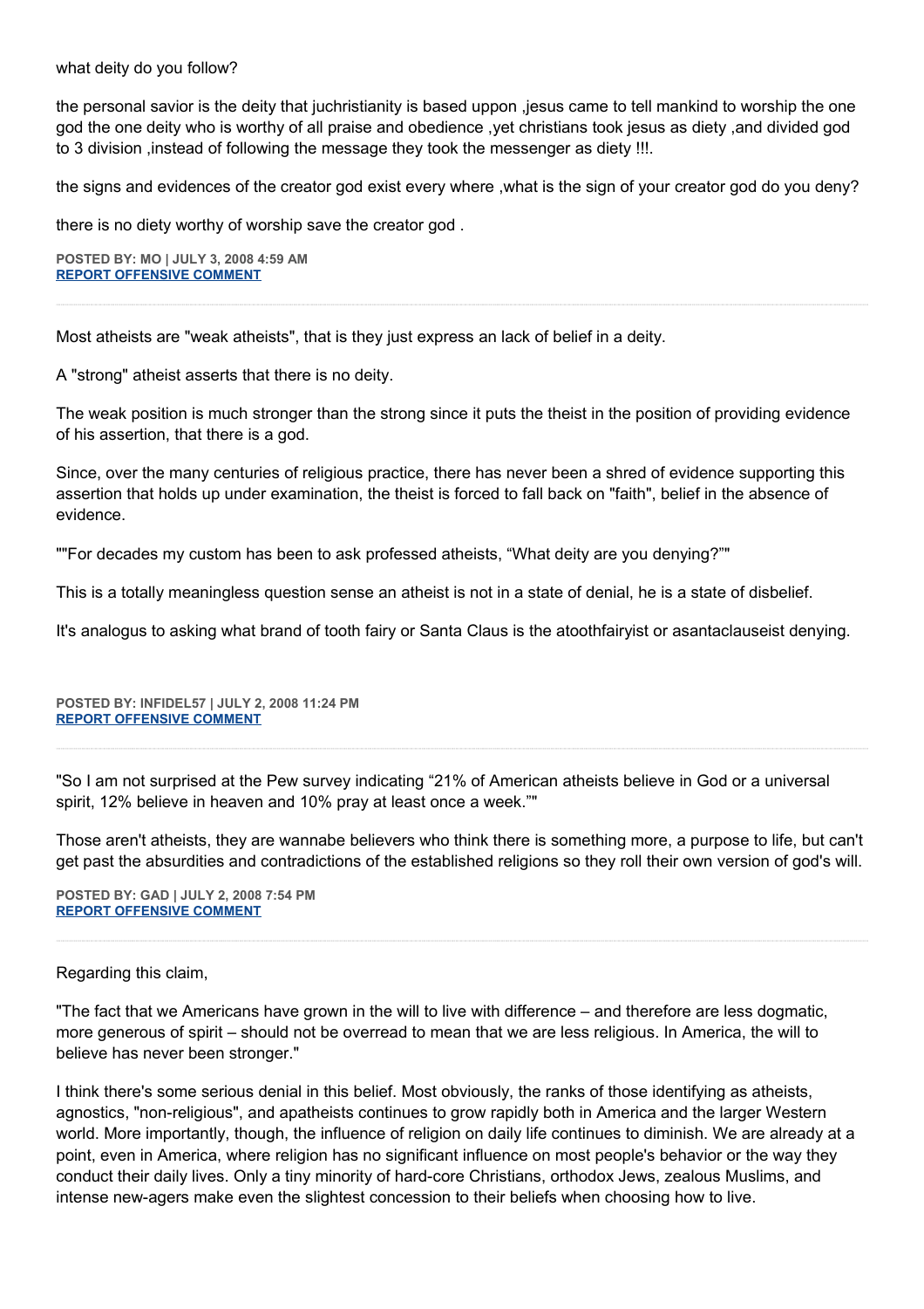what deity do you follow?

the personal savior is the deity that juchristianity is based uppon ,jesus came to tell mankind to worship the one god the one deity who is worthy of all praise and obedience ,yet christians took jesus as diety ,and divided god to 3 division ,instead of following the message they took the messenger as diety !!!.

the signs and evidences of the creator god exist every where ,what is the sign of your creator god do you deny?

there is no diety worthy of worship save the creator god .

**POSTED BY: MO | JULY 3, 2008 4:59 AM**
**REPORT OFFENSIVE COMMENT**

---

Most atheists are "weak atheists", that is they just express an lack of belief in a deity.

A "strong" atheist asserts that there is no deity.

The weak position is much stronger than the strong since it puts the theist in the position of providing evidence of his assertion, that there is a god.

Since, over the many centuries of religious practice, there has never been a shred of evidence supporting this assertion that holds up under examination, the theist is forced to fall back on "faith", belief in the absence of evidence.

""For decades my custom has been to ask professed atheists, “What deity are you denying?”"

This is a totally meaningless question sense an atheist is not in a state of denial, he is a state of disbelief.

It's analogus to asking what brand of tooth fairy or Santa Claus is the atoothfairyist or asantaclauseist denying.

**POSTED BY: INFIDEL57 | JULY 2, 2008 11:24 PM**
**REPORT OFFENSIVE COMMENT**

---

"So I am not surprised at the Pew survey indicating “21% of American atheists believe in God or a universal spirit, 12% believe in heaven and 10% pray at least once a week.”"

Those aren't atheists, they are wannabe believers who think there is something more, a purpose to life, but can't get past the absurdities and contradictions of the established religions so they roll their own version of god's will.

**POSTED BY: GAD | JULY 2, 2008 7:54 PM**
**REPORT OFFENSIVE COMMENT**

---

Regarding this claim,

"The fact that we Americans have grown in the will to live with difference – and therefore are less dogmatic, more generous of spirit – should not be overread to mean that we are less religious. In America, the will to believe has never been stronger."

I think there's some serious denial in this belief. Most obviously, the ranks of those identifying as atheists, agnostics, "non-religious", and apatheists continues to grow rapidly both in America and the larger Western world. More importantly, though, the influence of religion on daily life continues to diminish. We are already at a point, even in America, where religion has no significant influence on most people's behavior or the way they conduct their daily lives. Only a tiny minority of hard-core Christians, orthodox Jews, zealous Muslims, and intense new-agers make even the slightest concession to their beliefs when choosing how to live.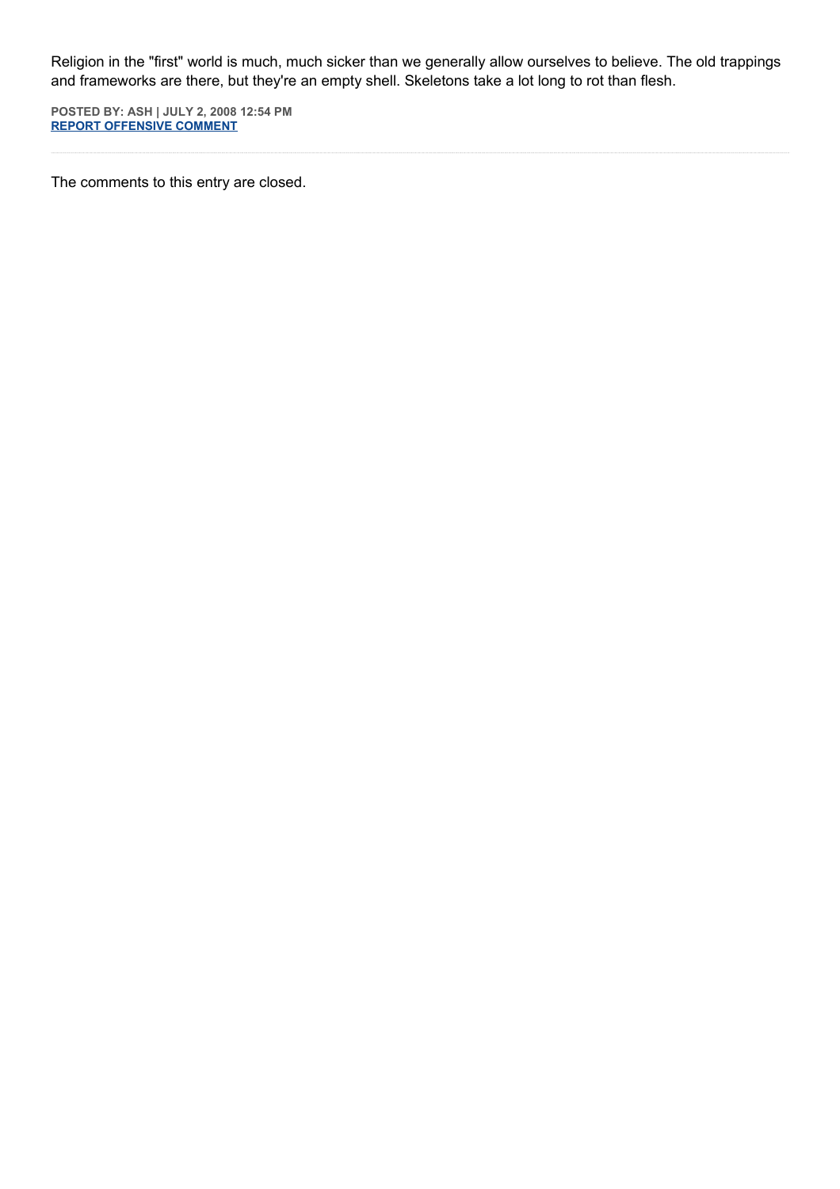Religion in the "first" world is much, much sicker than we generally allow ourselves to believe. The old trappings and frameworks are there, but they're an empty shell. Skeletons take a lot long to rot than flesh.

**POSTED BY: ASH | JULY 2, 2008 12:54 PM**
**REPORT OFFENSIVE COMMENT**

---

The comments to this entry are closed.